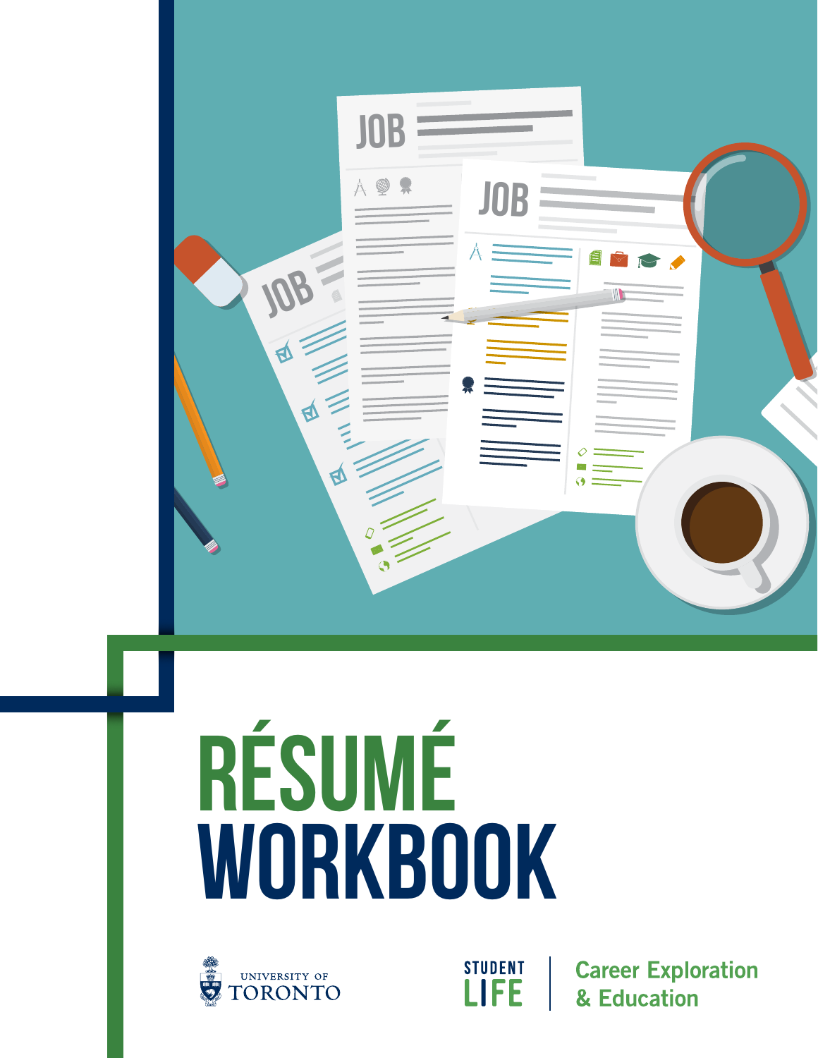# RÉSUMÉ WORKBOOK

UNIVERSITY OF TORONTO

STUDENT LIFE | Career Exploration & Education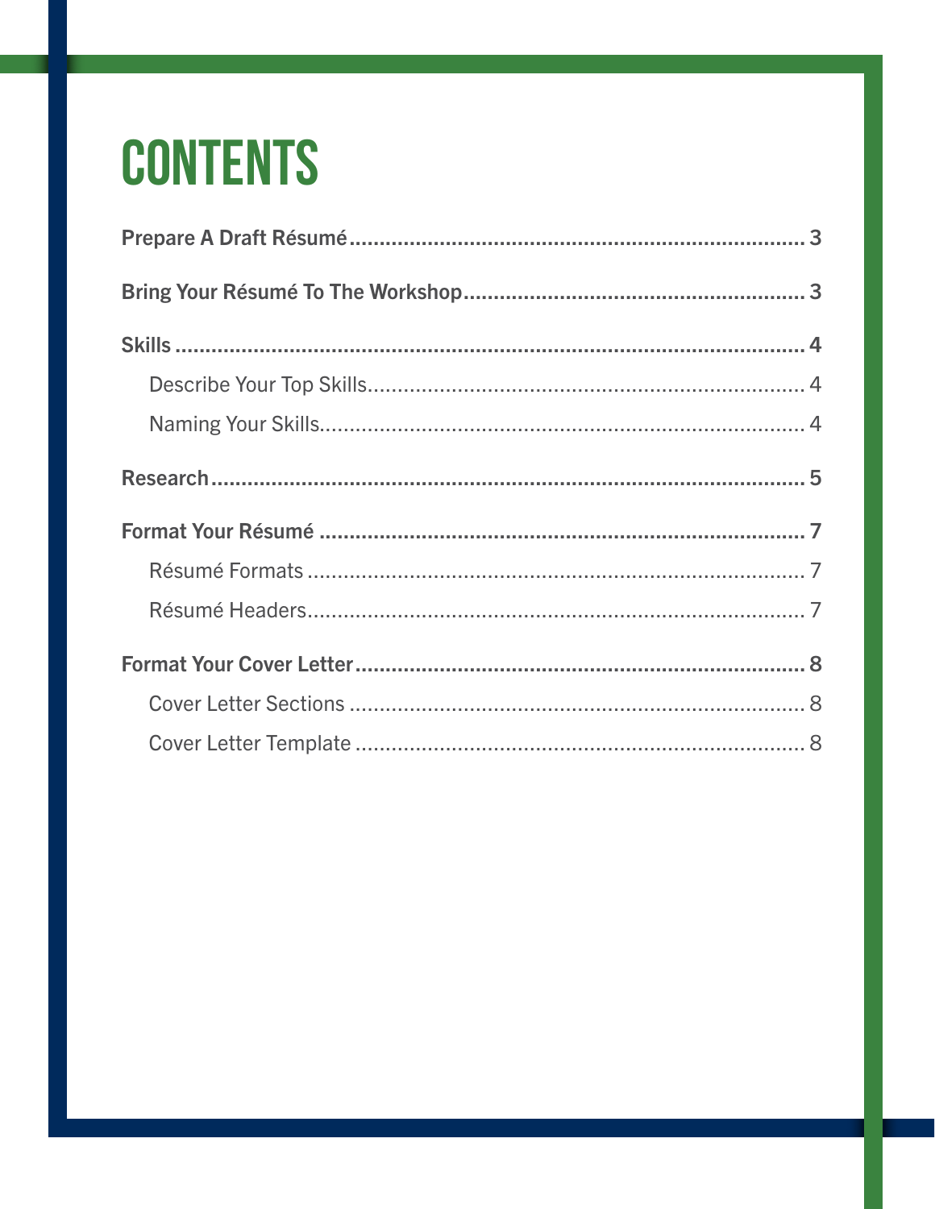# CONTENTS

**Prepare A Draft Résumé** ........................................................................ 3

**Bring Your Résumé To The Workshop** ...................................................... 3

**Skills** .................................................................................................... 4

- Describe Your Top Skills ........................................................................ 4
- Naming Your Skills ................................................................................ 4

**Research** ................................................................................................ 5

**Format Your Résumé** ............................................................................. 7

- Résumé Formats .................................................................................. 7
- Résumé Headers .................................................................................. 7

**Format Your Cover Letter** ...................................................................... 8

- Cover Letter Sections ........................................................................... 8
- Cover Letter Template .......................................................................... 8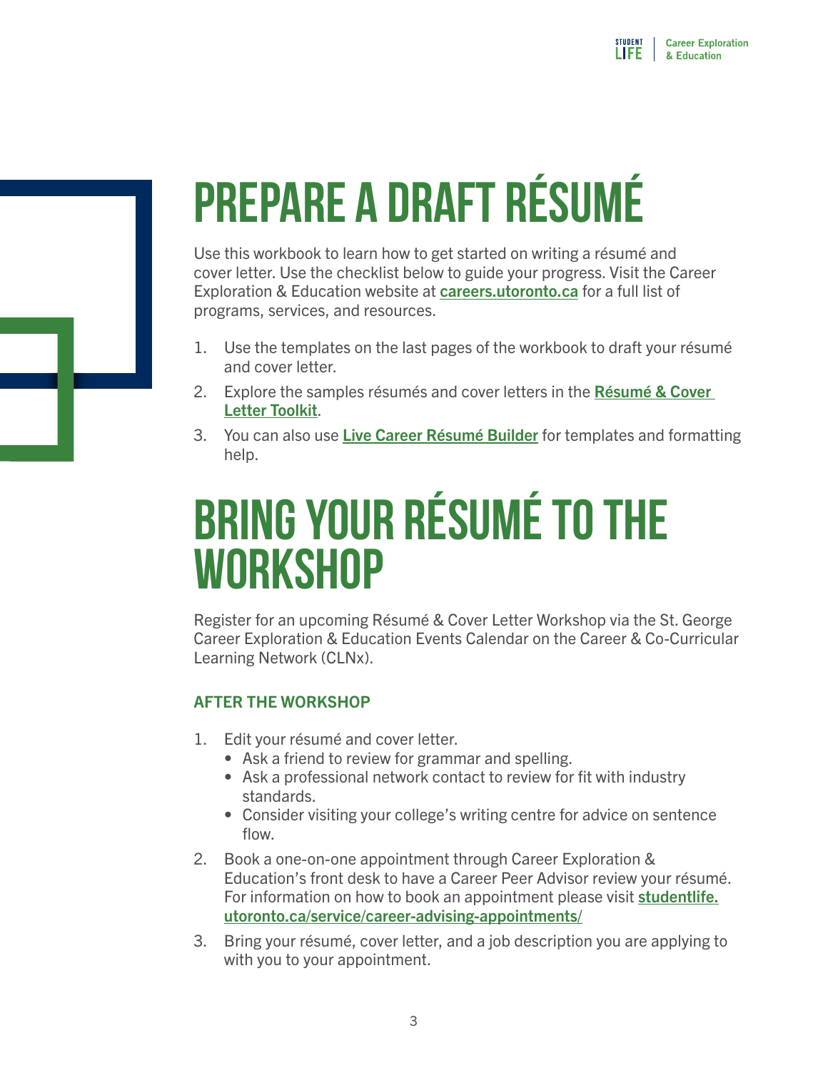# PREPARE A DRAFT RÉSUMÉ

Use this workbook to learn how to get started on writing a résumé and cover letter. Use the checklist below to guide your progress. Visit the Career Exploration & Education website at **careers.utoronto.ca** for a full list of programs, services, and resources.

1. Use the templates on the last pages of the workbook to draft your résumé and cover letter.
2. Explore the samples résumés and cover letters in the **Résumé & Cover Letter Toolkit**.
3. You can also use **Live Career Résumé Builder** for templates and formatting help.

# BRING YOUR RÉSUMÉ TO THE WORKSHOP

Register for an upcoming Résumé & Cover Letter Workshop via the St. George Career Exploration & Education Events Calendar on the Career & Co-Curricular Learning Network (CLNx).

### AFTER THE WORKSHOP

1. Edit your résumé and cover letter.
   - Ask a friend to review for grammar and spelling.
   - Ask a professional network contact to review for fit with industry standards.
   - Consider visiting your college's writing centre for advice on sentence flow.
2. Book a one-on-one appointment through Career Exploration & Education's front desk to have a Career Peer Advisor review your résumé. For information on how to book an appointment please visit **studentlife.utoronto.ca/service/career-advising-appointments/**
3. Bring your résumé, cover letter, and a job description you are applying to with you to your appointment.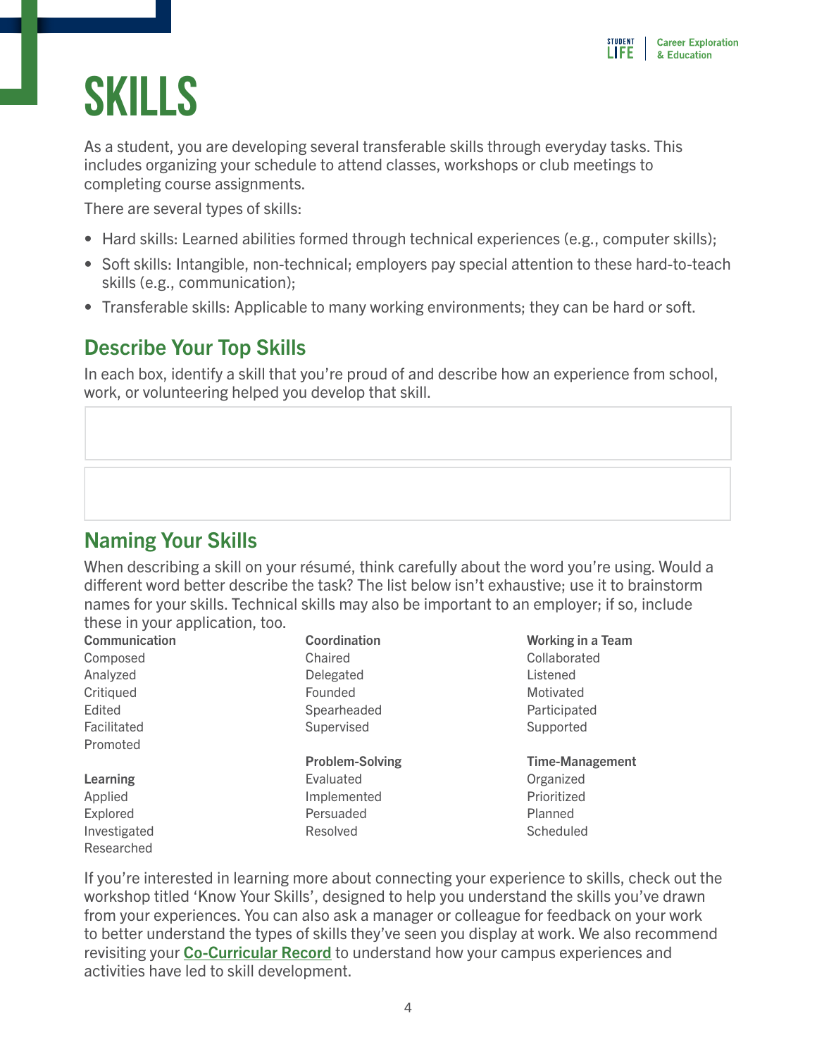# SKILLS

As a student, you are developing several transferable skills through everyday tasks. This includes organizing your schedule to attend classes, workshops or club meetings to completing course assignments.

There are several types of skills:

- Hard skills: Learned abilities formed through technical experiences (e.g., computer skills);
- Soft skills: Intangible, non-technical; employers pay special attention to these hard-to-teach skills (e.g., communication);
- Transferable skills: Applicable to many working environments; they can be hard or soft.

## Describe Your Top Skills

In each box, identify a skill that you're proud of and describe how an experience from school, work, or volunteering helped you develop that skill.

## Naming Your Skills

When describing a skill on your résumé, think carefully about the word you're using. Would a different word better describe the task? The list below isn't exhaustive; use it to brainstorm names for your skills. Technical skills may also be important to an employer; if so, include these in your application, too.

**Communication**
Composed
Analyzed
Critiqued
Edited
Facilitated
Promoted

**Learning**
Applied
Explored
Investigated
Researched

**Coordination**
Chaired
Delegated
Founded
Spearheaded
Supervised

**Problem-Solving**
Evaluated
Implemented
Persuaded
Resolved

**Working in a Team**
Collaborated
Listened
Motivated
Participated
Supported

**Time-Management**
Organized
Prioritized
Planned
Scheduled

If you're interested in learning more about connecting your experience to skills, check out the workshop titled 'Know Your Skills', designed to help you understand the skills you've drawn from your experiences. You can also ask a manager or colleague for feedback on your work to better understand the types of skills they've seen you display at work. We also recommend revisiting your **Co-Curricular Record** to understand how your campus experiences and activities have led to skill development.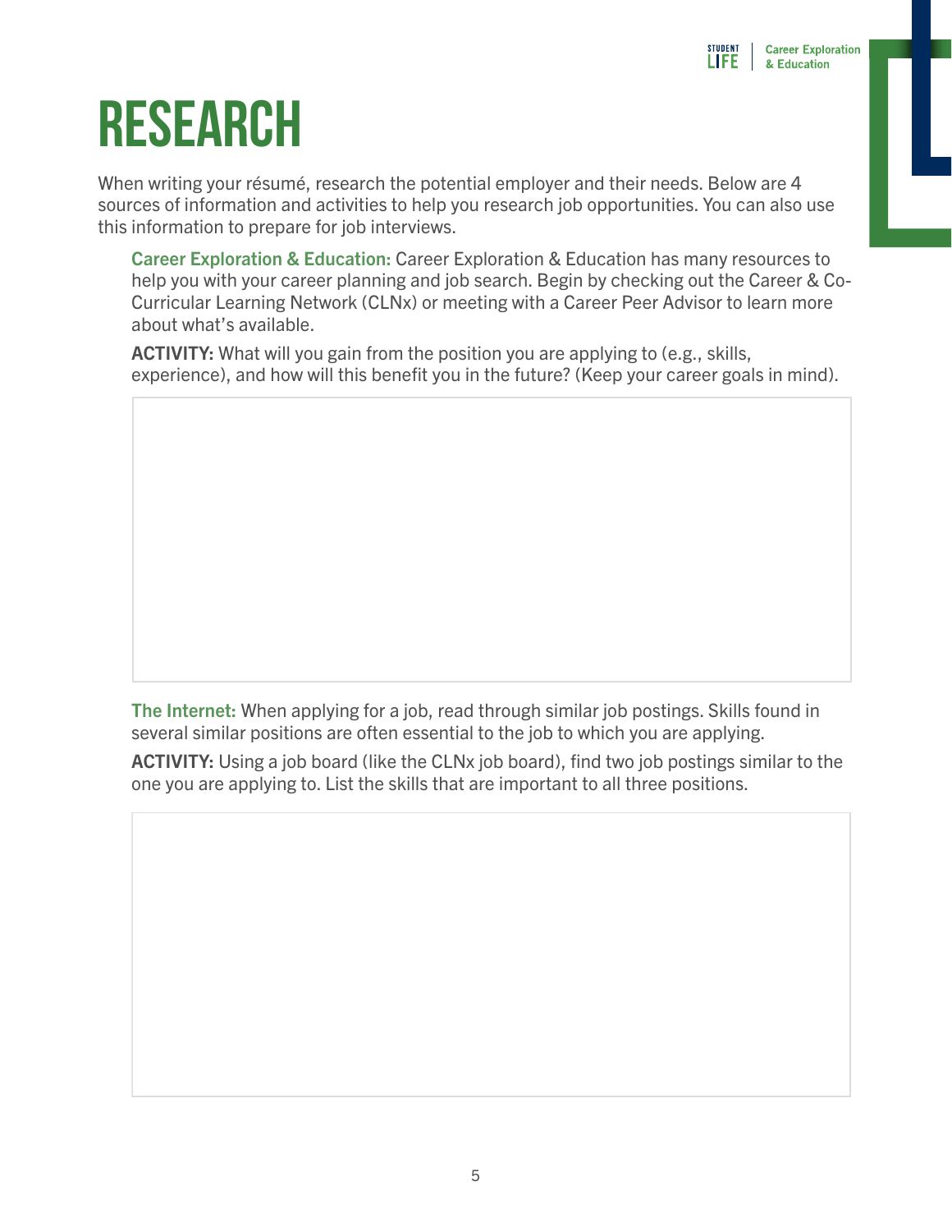# RESEARCH

When writing your résumé, research the potential employer and their needs. Below are 4 sources of information and activities to help you research job opportunities. You can also use this information to prepare for job interviews.

**Career Exploration & Education:** Career Exploration & Education has many resources to help you with your career planning and job search. Begin by checking out the Career & Co-Curricular Learning Network (CLNx) or meeting with a Career Peer Advisor to learn more about what's available.

**ACTIVITY:** What will you gain from the position you are applying to (e.g., skills, experience), and how will this benefit you in the future? (Keep your career goals in mind).

**The Internet:** When applying for a job, read through similar job postings. Skills found in several similar positions are often essential to the job to which you are applying.

**ACTIVITY:** Using a job board (like the CLNx job board), find two job postings similar to the one you are applying to. List the skills that are important to all three positions.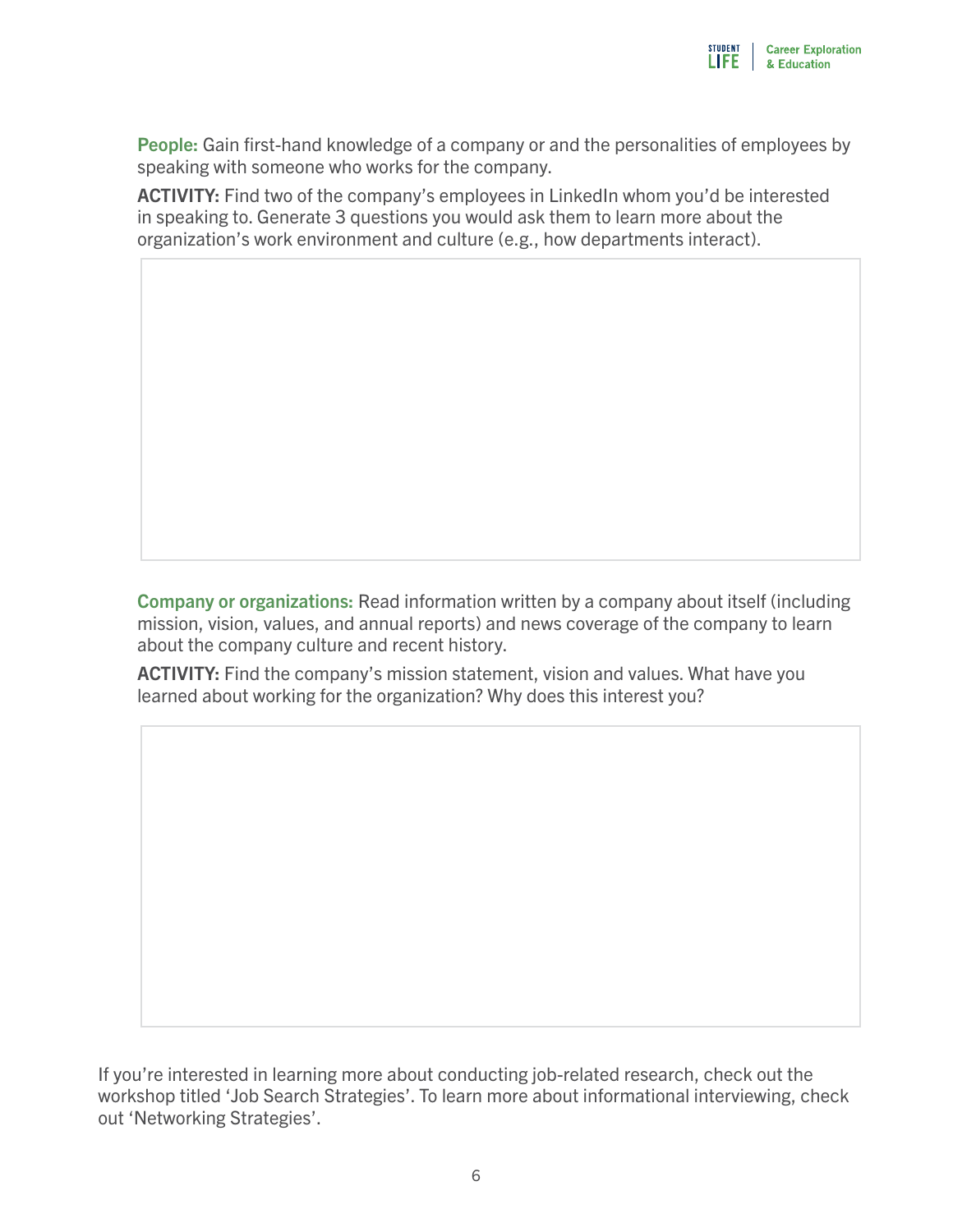**People:** Gain first-hand knowledge of a company or and the personalities of employees by speaking with someone who works for the company.

**ACTIVITY:** Find two of the company's employees in LinkedIn whom you'd be interested in speaking to. Generate 3 questions you would ask them to learn more about the organization's work environment and culture (e.g., how departments interact).

**Company or organizations:** Read information written by a company about itself (including mission, vision, values, and annual reports) and news coverage of the company to learn about the company culture and recent history.

**ACTIVITY:** Find the company's mission statement, vision and values. What have you learned about working for the organization? Why does this interest you?

If you're interested in learning more about conducting job-related research, check out the workshop titled 'Job Search Strategies'. To learn more about informational interviewing, check out 'Networking Strategies'.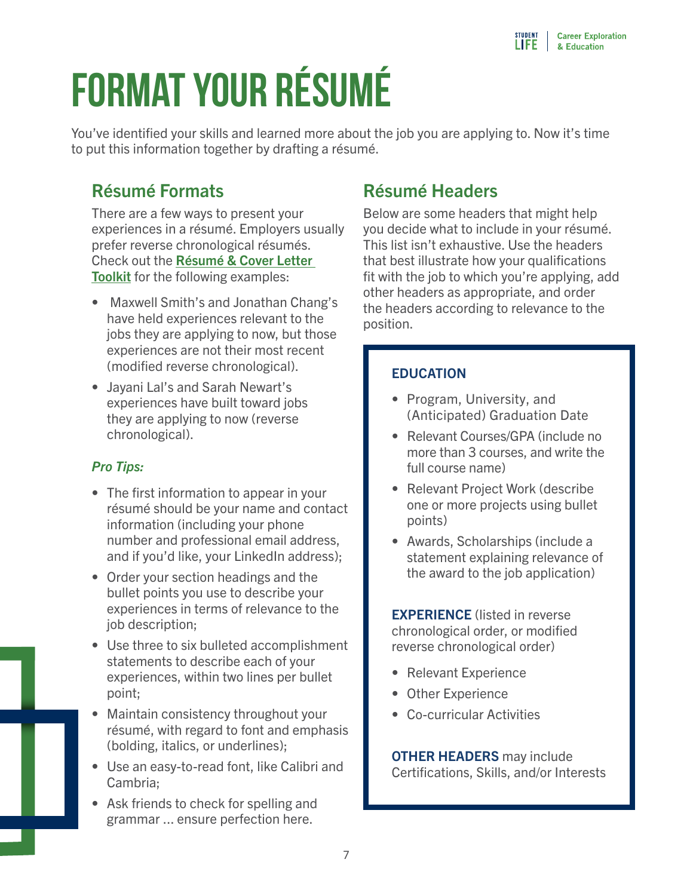# FORMAT YOUR RÉSUMÉ

You've identified your skills and learned more about the job you are applying to. Now it's time to put this information together by drafting a résumé.

## Résumé Formats

There are a few ways to present your experiences in a résumé. Employers usually prefer reverse chronological résumés. Check out the **Résumé & Cover Letter Toolkit** for the following examples:

- Maxwell Smith's and Jonathan Chang's have held experiences relevant to the jobs they are applying to now, but those experiences are not their most recent (modified reverse chronological).
- Jayani Lal's and Sarah Newart's experiences have built toward jobs they are applying to now (reverse chronological).

***Pro Tips:***

- The first information to appear in your résumé should be your name and contact information (including your phone number and professional email address, and if you'd like, your LinkedIn address);
- Order your section headings and the bullet points you use to describe your experiences in terms of relevance to the job description;
- Use three to six bulleted accomplishment statements to describe each of your experiences, within two lines per bullet point;
- Maintain consistency throughout your résumé, with regard to font and emphasis (bolding, italics, or underlines);
- Use an easy-to-read font, like Calibri and Cambria;
- Ask friends to check for spelling and grammar ... ensure perfection here.

## Résumé Headers

Below are some headers that might help you decide what to include in your résumé. This list isn't exhaustive. Use the headers that best illustrate how your qualifications fit with the job to which you're applying, add other headers as appropriate, and order the headers according to relevance to the position.

**EDUCATION**

- Program, University, and (Anticipated) Graduation Date
- Relevant Courses/GPA (include no more than 3 courses, and write the full course name)
- Relevant Project Work (describe one or more projects using bullet points)
- Awards, Scholarships (include a statement explaining relevance of the award to the job application)

**EXPERIENCE** (listed in reverse chronological order, or modified reverse chronological order)

- Relevant Experience
- Other Experience
- Co-curricular Activities

**OTHER HEADERS** may include Certifications, Skills, and/or Interests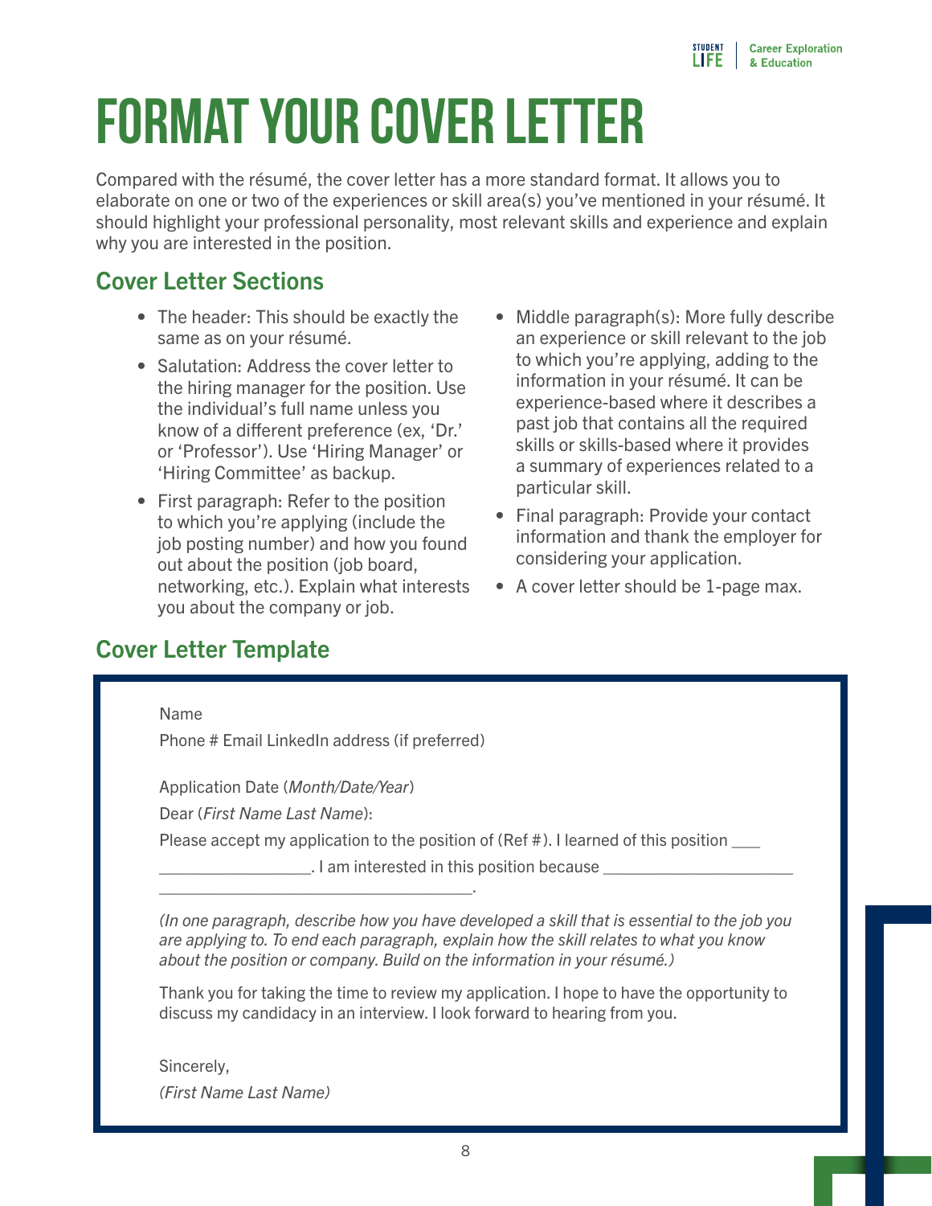# FORMAT YOUR COVER LETTER

Compared with the résumé, the cover letter has a more standard format. It allows you to elaborate on one or two of the experiences or skill area(s) you've mentioned in your résumé. It should highlight your professional personality, most relevant skills and experience and explain why you are interested in the position.

## Cover Letter Sections

- The header: This should be exactly the same as on your résumé.
- Salutation: Address the cover letter to the hiring manager for the position. Use the individual's full name unless you know of a different preference (ex, 'Dr.' or 'Professor'). Use 'Hiring Manager' or 'Hiring Committee' as backup.
- First paragraph: Refer to the position to which you're applying (include the job posting number) and how you found out about the position (job board, networking, etc.). Explain what interests you about the company or job.
- Middle paragraph(s): More fully describe an experience or skill relevant to the job to which you're applying, adding to the information in your résumé. It can be experience-based where it describes a past job that contains all the required skills or skills-based where it provides a summary of experiences related to a particular skill.
- Final paragraph: Provide your contact information and thank the employer for considering your application.
- A cover letter should be 1-page max.

## Cover Letter Template

Name

Phone # Email LinkedIn address (if preferred)

Application Date (*Month/Date/Year*)

Dear (*First Name Last Name*):

Please accept my application to the position of (Ref #). I learned of this position ____ __________________. I am interested in this position because _______________________ _____________________________________.

*(In one paragraph, describe how you have developed a skill that is essential to the job you are applying to. To end each paragraph, explain how the skill relates to what you know about the position or company. Build on the information in your résumé.)*

Thank you for taking the time to review my application. I hope to have the opportunity to discuss my candidacy in an interview. I look forward to hearing from you.

Sincerely,

*(First Name Last Name)*